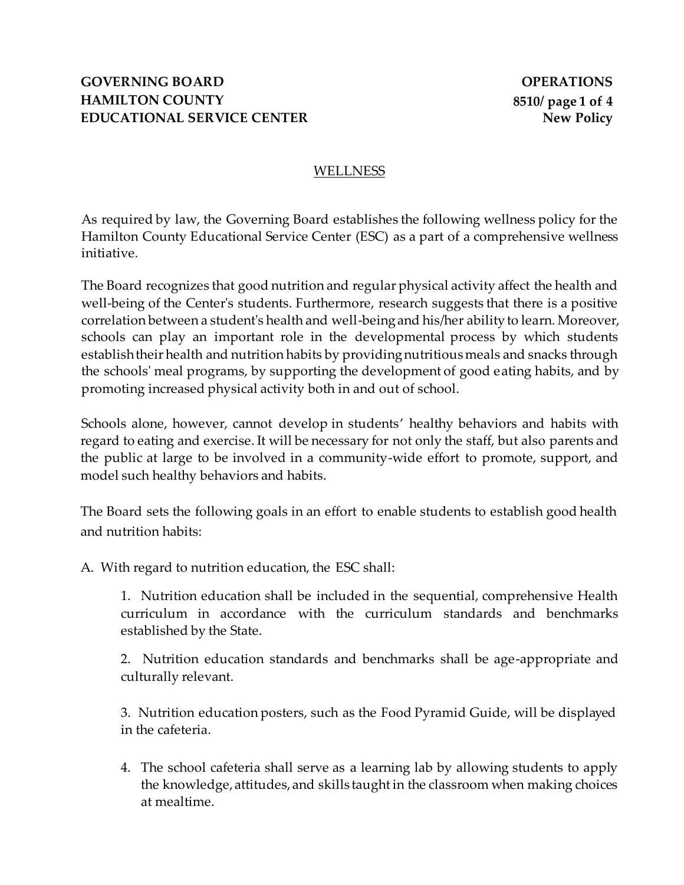**GOVERNING BOARD**
**HAMILTON COUNTY**
**EDUCATIONAL SERVICE CENTER**

**OPERATIONS**
**8510**
**New Policy**

## WELLNESS

As required by law, the Governing Board establishes the following wellness policy for the Hamilton County Educational Service Center (ESC) as a part of a comprehensive wellness initiative.

The Board recognizes that good nutrition and regular physical activity affect the health and well-being of the Center's students. Furthermore, research suggests that there is a positive correlation between a student's health and well-being and his/her ability to learn. Moreover, schools can play an important role in the developmental process by which students establish their health and nutrition habits by providing nutritious meals and snacks through the schools' meal programs, by supporting the development of good eating habits, and by promoting increased physical activity both in and out of school.

Schools alone, however, cannot develop in students' healthy behaviors and habits with regard to eating and exercise. It will be necessary for not only the staff, but also parents and the public at large to be involved in a community-wide effort to promote, support, and model such healthy behaviors and habits.

The Board sets the following goals in an effort to enable students to establish good health and nutrition habits:

A. With regard to nutrition education, the ESC shall:

1. Nutrition education shall be included in the sequential, comprehensive Health curriculum in accordance with the curriculum standards and benchmarks established by the State.

2. Nutrition education standards and benchmarks shall be age-appropriate and culturally relevant.

3. Nutrition education posters, such as the Food Pyramid Guide, will be displayed in the cafeteria.

4. The school cafeteria shall serve as a learning lab by allowing students to apply the knowledge, attitudes, and skills taught in the classroom when making choices at mealtime.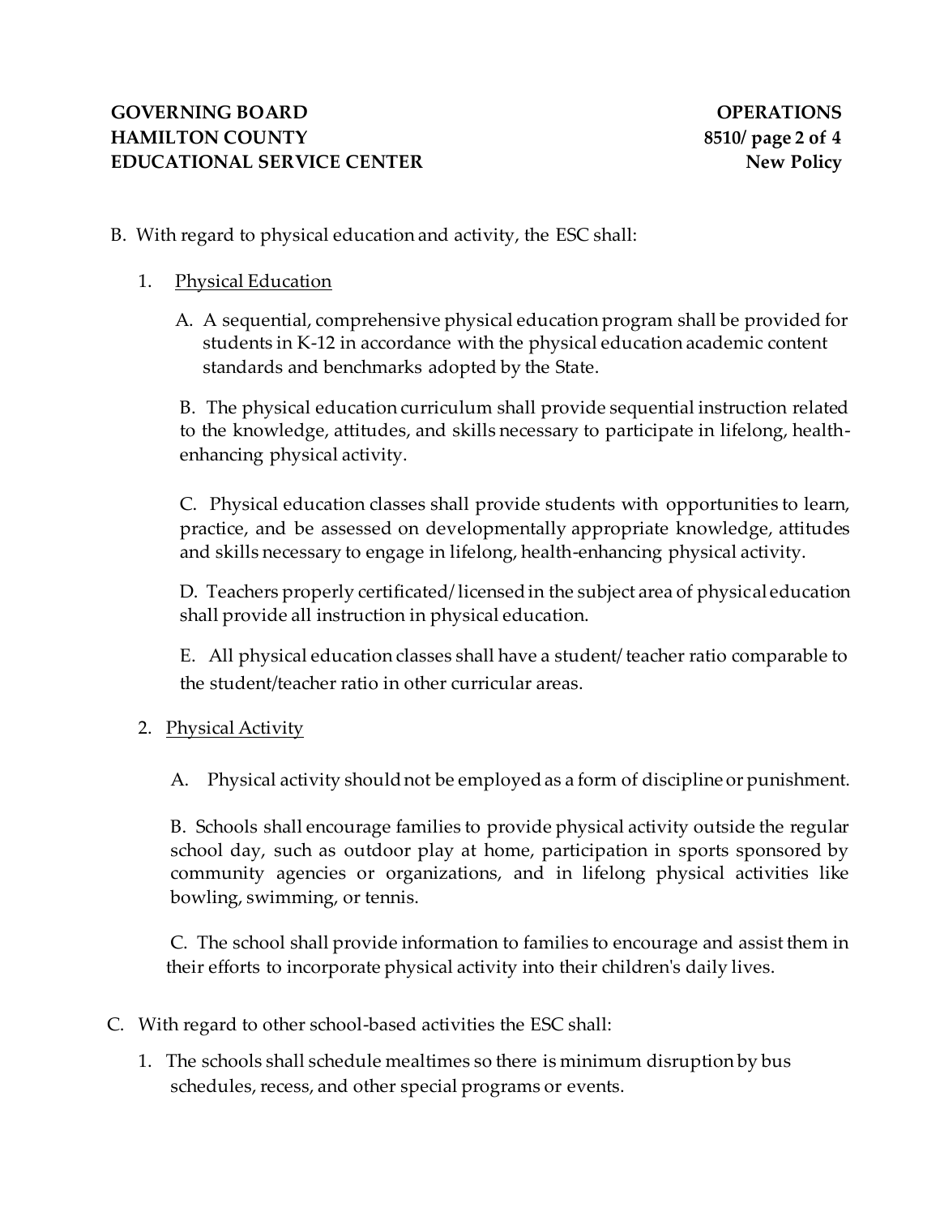B. With regard to physical education and activity, the ESC shall:

1. <u>Physical Education</u>

   A. A sequential, comprehensive physical education program shall be provided for students in K-12 in accordance with the physical education academic content standards and benchmarks adopted by the State.

   B. The physical education curriculum shall provide sequential instruction related to the knowledge, attitudes, and skills necessary to participate in lifelong, health-enhancing physical activity.

   C. Physical education classes shall provide students with opportunities to learn, practice, and be assessed on developmentally appropriate knowledge, attitudes and skills necessary to engage in lifelong, health-enhancing physical activity.

   D. Teachers properly certificated/licensed in the subject area of physical education shall provide all instruction in physical education.

   E. All physical education classes shall have a student/teacher ratio comparable to the student/teacher ratio in other curricular areas.

2. <u>Physical Activity</u>

   A. Physical activity should not be employed as a form of discipline or punishment.

   B. Schools shall encourage families to provide physical activity outside the regular school day, such as outdoor play at home, participation in sports sponsored by community agencies or organizations, and in lifelong physical activities like bowling, swimming, or tennis.

   C. The school shall provide information to families to encourage and assist them in their efforts to incorporate physical activity into their children's daily lives.

C. With regard to other school-based activities the ESC shall:

1. The schools shall schedule mealtimes so there is minimum disruption by bus schedules, recess, and other special programs or events.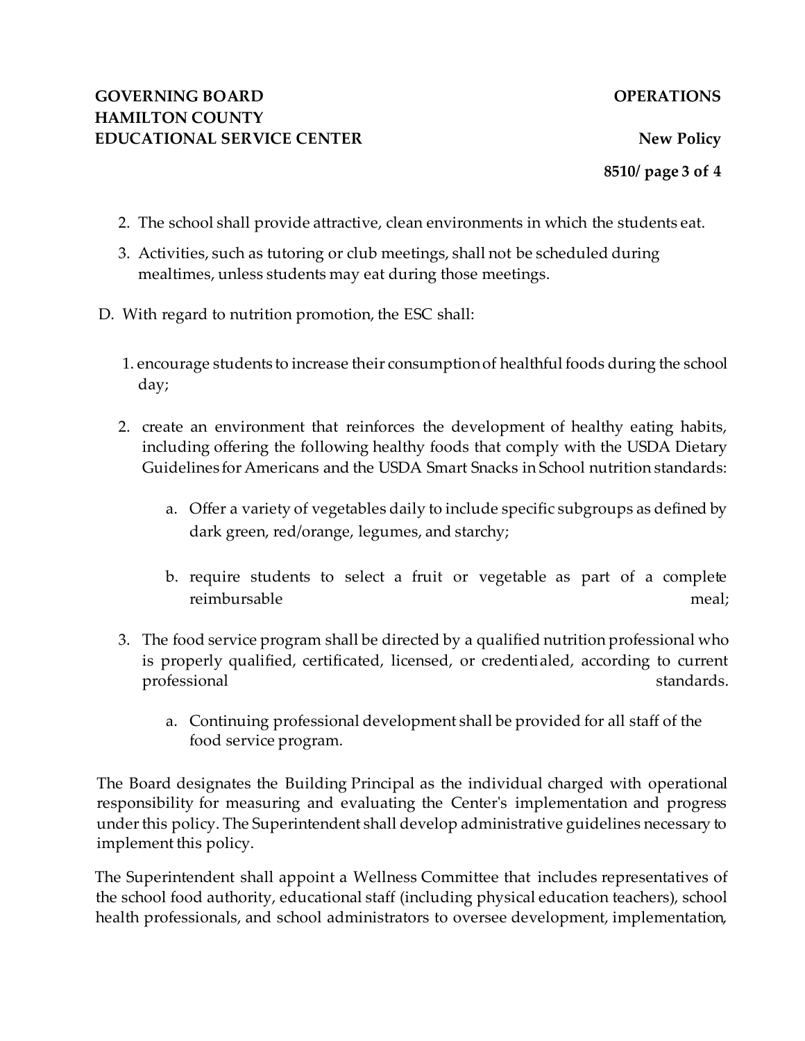2. The school shall provide attractive, clean environments in which the students eat.
3. Activities, such as tutoring or club meetings, shall not be scheduled during mealtimes, unless students may eat during those meetings.

D. With regard to nutrition promotion, the ESC shall:

1. encourage students to increase their consumption of healthful foods during the school day;
2. create an environment that reinforces the development of healthy eating habits, including offering the following healthy foods that comply with the USDA Dietary Guidelines for Americans and the USDA Smart Snacks in School nutrition standards:
    a. Offer a variety of vegetables daily to include specific subgroups as defined by dark green, red/orange, legumes, and starchy;
    b. require students to select a fruit or vegetable as part of a complete reimbursable meal;
3. The food service program shall be directed by a qualified nutrition professional who is properly qualified, certificated, licensed, or credentialed, according to current professional standards.
    a. Continuing professional development shall be provided for all staff of the food service program.

The Board designates the Building Principal as the individual charged with operational responsibility for measuring and evaluating the Center's implementation and progress under this policy. The Superintendent shall develop administrative guidelines necessary to implement this policy.

The Superintendent shall appoint a Wellness Committee that includes representatives of the school food authority, educational staff (including physical education teachers), school health professionals, and school administrators to oversee development, implementation,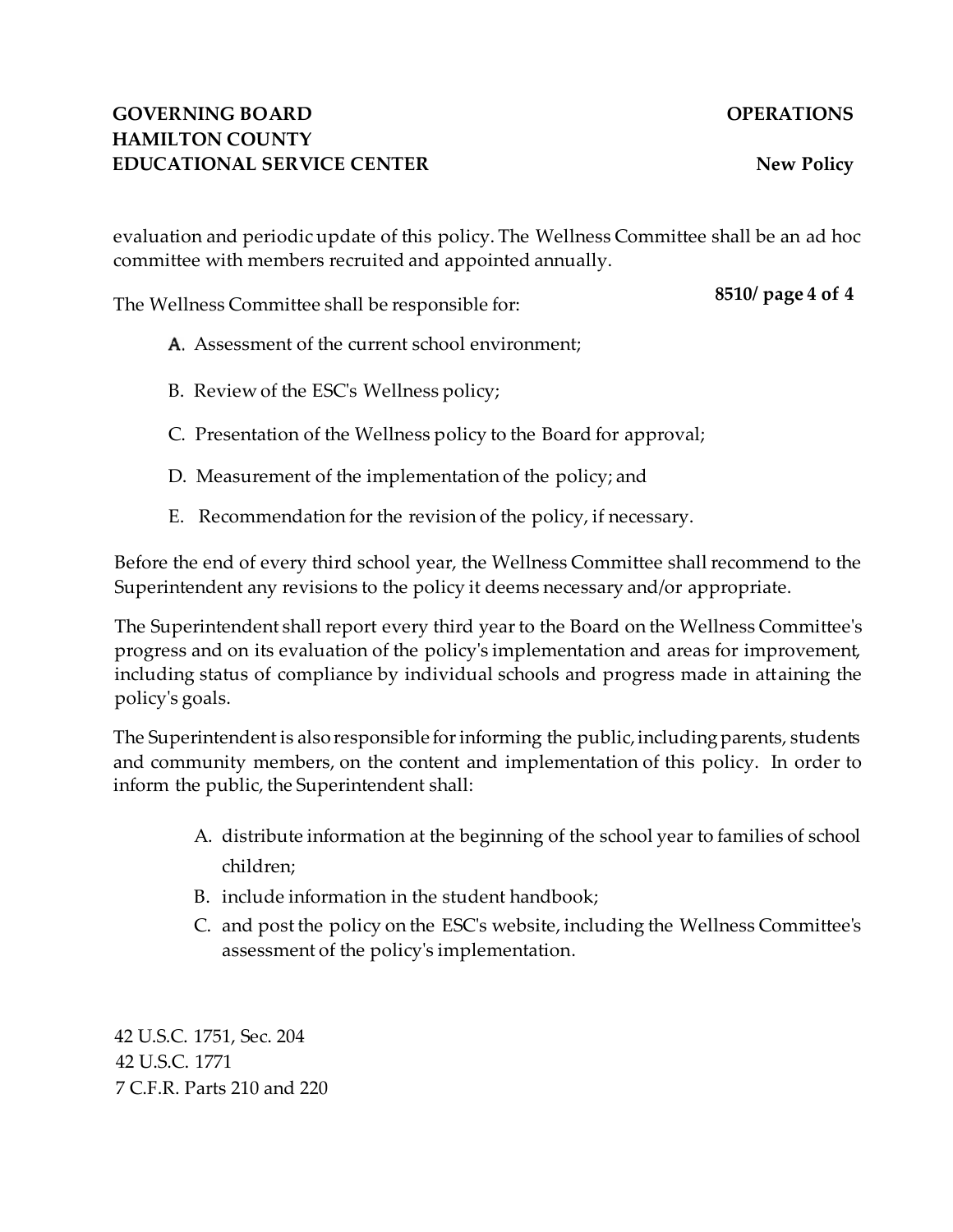evaluation and periodic update of this policy. The Wellness Committee shall be an ad hoc committee with members recruited and appointed annually.

The Wellness Committee shall be responsible for:

A. Assessment of the current school environment;

B. Review of the ESC's Wellness policy;

C. Presentation of the Wellness policy to the Board for approval;

D. Measurement of the implementation of the policy; and

E. Recommendation for the revision of the policy, if necessary.

Before the end of every third school year, the Wellness Committee shall recommend to the Superintendent any revisions to the policy it deems necessary and/or appropriate.

The Superintendent shall report every third year to the Board on the Wellness Committee's progress and on its evaluation of the policy's implementation and areas for improvement, including status of compliance by individual schools and progress made in attaining the policy's goals.

The Superintendent is also responsible for informing the public, including parents, students and community members, on the content and implementation of this policy. In order to inform the public, the Superintendent shall:

A. distribute information at the beginning of the school year to families of school children;
B. include information in the student handbook;
C. and post the policy on the ESC's website, including the Wellness Committee's assessment of the policy's implementation.

42 U.S.C. 1751, Sec. 204
42 U.S.C. 1771
7 C.F.R. Parts 210 and 220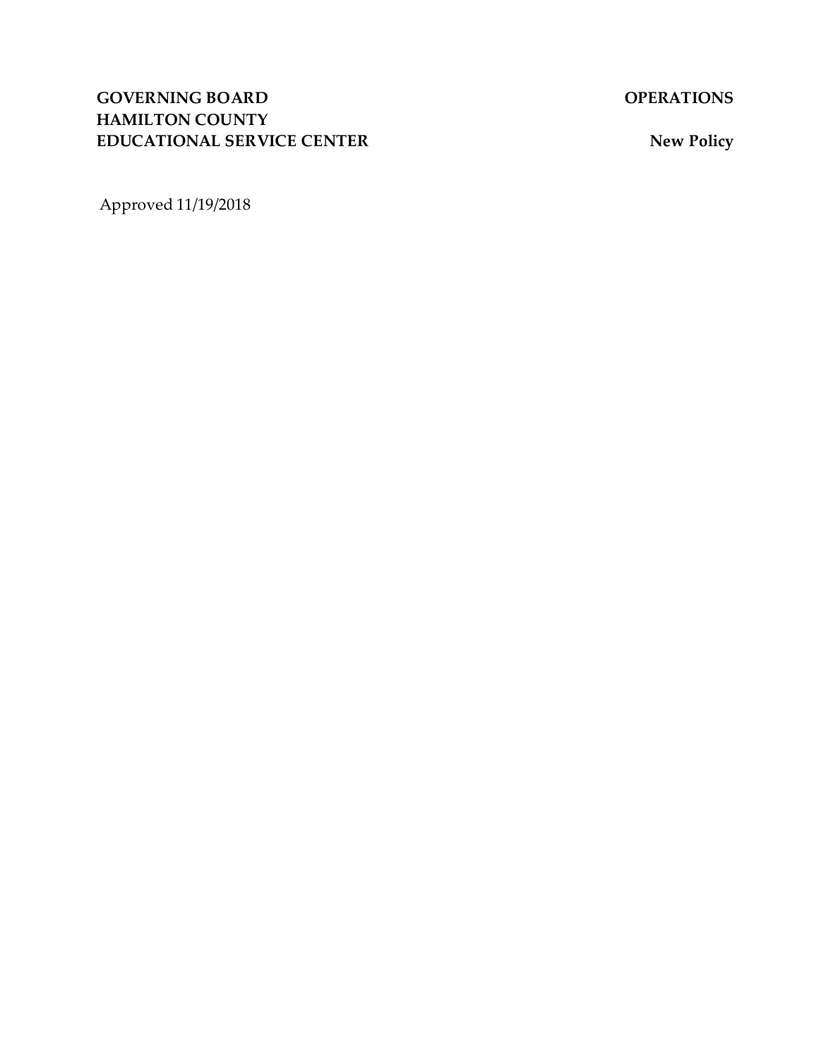**GOVERNING BOARD**
**HAMILTON COUNTY**
**EDUCATIONAL SERVICE CENTER**

**OPERATIONS**

**New Policy**

Approved 11/19/2018